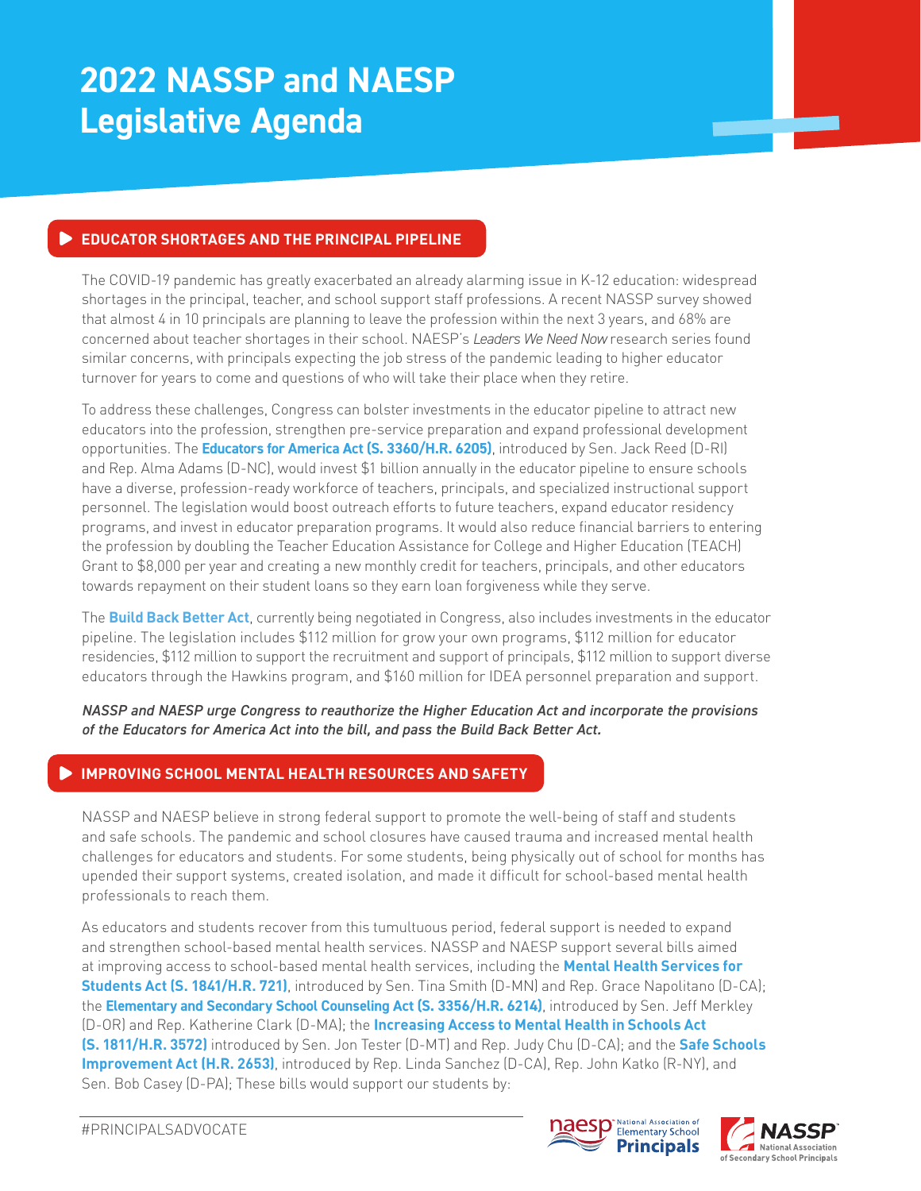# 2022 NASSP and NAESP Legislative Agenda

## EDUCATOR SHORTAGES AND THE PRINCIPAL PIPELINE

The COVID-19 pandemic has greatly exacerbated an already alarming issue in K-12 education: widespread shortages in the principal, teacher, and school support staff professions. A recent NASSP survey showed that almost 4 in 10 principals are planning to leave the profession within the next 3 years, and 68% are concerned about teacher shortages in their school. NAESP's *Leaders We Need Now* research series found similar concerns, with principals expecting the job stress of the pandemic leading to higher educator turnover for years to come and questions of who will take their place when they retire.

To address these challenges, Congress can bolster investments in the educator pipeline to attract new educators into the profession, strengthen pre-service preparation and expand professional development opportunities. The **Educators for America Act (S. 3360/H.R. 6205)**, introduced by Sen. Jack Reed (D-RI) and Rep. Alma Adams (D-NC), would invest $1 billion annually in the educator pipeline to ensure schools have a diverse, profession-ready workforce of teachers, principals, and specialized instructional support personnel. The legislation would boost outreach efforts to future teachers, expand educator residency programs, and invest in educator preparation programs. It would also reduce financial barriers to entering the profession by doubling the Teacher Education Assistance for College and Higher Education (TEACH) Grant to $8,000 per year and creating a new monthly credit for teachers, principals, and other educators towards repayment on their student loans so they earn loan forgiveness while they serve.

The **Build Back Better Act**, currently being negotiated in Congress, also includes investments in the educator pipeline. The legislation includes $112 million for grow your own programs, $112 million for educator residencies, $112 million to support the recruitment and support of principals, $112 million to support diverse educators through the Hawkins program, and $160 million for IDEA personnel preparation and support.

*NASSP and NAESP urge Congress to reauthorize the Higher Education Act and incorporate the provisions of the Educators for America Act into the bill, and pass the Build Back Better Act.*

## IMPROVING SCHOOL MENTAL HEALTH RESOURCES AND SAFETY

NASSP and NAESP believe in strong federal support to promote the well-being of staff and students and safe schools. The pandemic and school closures have caused trauma and increased mental health challenges for educators and students. For some students, being physically out of school for months has upended their support systems, created isolation, and made it difficult for school-based mental health professionals to reach them.

As educators and students recover from this tumultuous period, federal support is needed to expand and strengthen school-based mental health services. NASSP and NAESP support several bills aimed at improving access to school-based mental health services, including the **Mental Health Services for Students Act (S. 1841/H.R. 721)**, introduced by Sen. Tina Smith (D-MN) and Rep. Grace Napolitano (D-CA); the **Elementary and Secondary School Counseling Act (S. 3356/H.R. 6214)**, introduced by Sen. Jeff Merkley (D-OR) and Rep. Katherine Clark (D-MA); the **Increasing Access to Mental Health in Schools Act (S. 1811/H.R. 3572)** introduced by Sen. Jon Tester (D-MT) and Rep. Judy Chu (D-CA); and the **Safe Schools Improvement Act (H.R. 2653)**, introduced by Rep. Linda Sanchez (D-CA), Rep. John Katko (R-NY), and Sen. Bob Casey (D-PA); These bills would support our students by: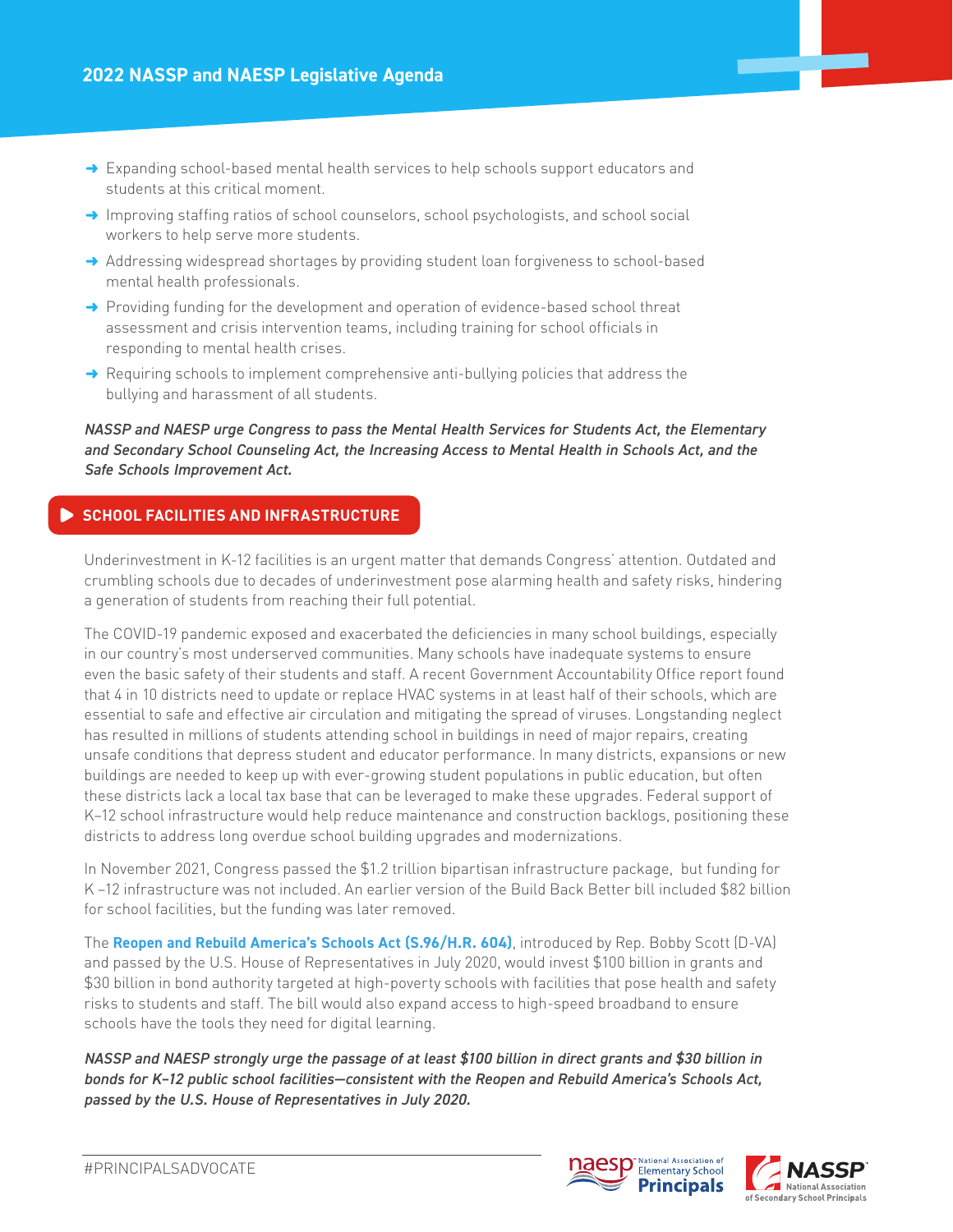- Expanding school-based mental health services to help schools support educators and students at this critical moment.
- Improving staffing ratios of school counselors, school psychologists, and school social workers to help serve more students.
- Addressing widespread shortages by providing student loan forgiveness to school-based mental health professionals.
- Providing funding for the development and operation of evidence-based school threat assessment and crisis intervention teams, including training for school officials in responding to mental health crises.
- Requiring schools to implement comprehensive anti-bullying policies that address the bullying and harassment of all students.

***NASSP and NAESP urge Congress to pass the Mental Health Services for Students Act, the Elementary and Secondary School Counseling Act, the Increasing Access to Mental Health in Schools Act, and the Safe Schools Improvement Act.***

## SCHOOL FACILITIES AND INFRASTRUCTURE

Underinvestment in K-12 facilities is an urgent matter that demands Congress' attention. Outdated and crumbling schools due to decades of underinvestment pose alarming health and safety risks, hindering a generation of students from reaching their full potential.

The COVID-19 pandemic exposed and exacerbated the deficiencies in many school buildings, especially in our country's most underserved communities. Many schools have inadequate systems to ensure even the basic safety of their students and staff. A recent Government Accountability Office report found that 4 in 10 districts need to update or replace HVAC systems in at least half of their schools, which are essential to safe and effective air circulation and mitigating the spread of viruses. Longstanding neglect has resulted in millions of students attending school in buildings in need of major repairs, creating unsafe conditions that depress student and educator performance. In many districts, expansions or new buildings are needed to keep up with ever-growing student populations in public education, but often these districts lack a local tax base that can be leveraged to make these upgrades. Federal support of K–12 school infrastructure would help reduce maintenance and construction backlogs, positioning these districts to address long overdue school building upgrades and modernizations.

In November 2021, Congress passed the $1.2 trillion bipartisan infrastructure package, but funding for K –12 infrastructure was not included. An earlier version of the Build Back Better bill included $82 billion for school facilities, but the funding was later removed.

The **Reopen and Rebuild America's Schools Act (S.96/H.R. 604)**, introduced by Rep. Bobby Scott (D-VA) and passed by the U.S. House of Representatives in July 2020, would invest $100 billion in grants and $30 billion in bond authority targeted at high-poverty schools with facilities that pose health and safety risks to students and staff. The bill would also expand access to high-speed broadband to ensure schools have the tools they need for digital learning.

***NASSP and NAESP strongly urge the passage of at least $100 billion in direct grants and $30 billion in bonds for K–12 public school facilities—consistent with the Reopen and Rebuild America's Schools Act, passed by the U.S. House of Representatives in July 2020.***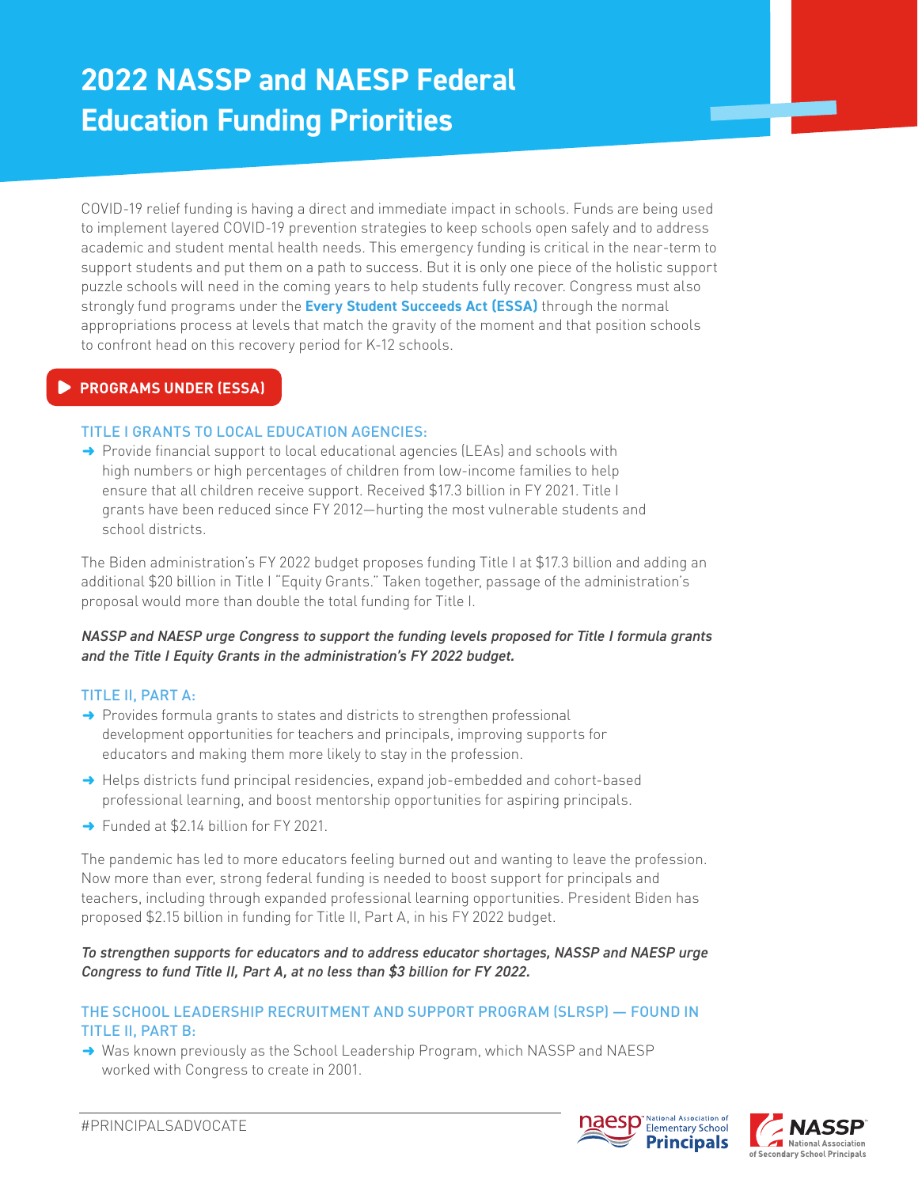# 2022 NASSP and NAESP Federal Education Funding Priorities

COVID-19 relief funding is having a direct and immediate impact in schools. Funds are being used to implement layered COVID-19 prevention strategies to keep schools open safely and to address academic and student mental health needs. This emergency funding is critical in the near-term to support students and put them on a path to success. But it is only one piece of the holistic support puzzle schools will need in the coming years to help students fully recover. Congress must also strongly fund programs under the **Every Student Succeeds Act (ESSA)** through the normal appropriations process at levels that match the gravity of the moment and that position schools to confront head on this recovery period for K-12 schools.

## PROGRAMS UNDER (ESSA)

### TITLE I GRANTS TO LOCAL EDUCATION AGENCIES:

- Provide financial support to local educational agencies (LEAs) and schools with high numbers or high percentages of children from low-income families to help ensure that all children receive support. Received $17.3 billion in FY 2021. Title I grants have been reduced since FY 2012—hurting the most vulnerable students and school districts.

The Biden administration's FY 2022 budget proposes funding Title I at $17.3 billion and adding an additional $20 billion in Title I "Equity Grants." Taken together, passage of the administration's proposal would more than double the total funding for Title I.

***NASSP and NAESP urge Congress to support the funding levels proposed for Title I formula grants and the Title I Equity Grants in the administration's FY 2022 budget.***

### TITLE II, PART A:

- Provides formula grants to states and districts to strengthen professional development opportunities for teachers and principals, improving supports for educators and making them more likely to stay in the profession.
- Helps districts fund principal residencies, expand job-embedded and cohort-based professional learning, and boost mentorship opportunities for aspiring principals.
- Funded at $2.14 billion for FY 2021.

The pandemic has led to more educators feeling burned out and wanting to leave the profession. Now more than ever, strong federal funding is needed to boost support for principals and teachers, including through expanded professional learning opportunities. President Biden has proposed $2.15 billion in funding for Title II, Part A, in his FY 2022 budget.

***To strengthen supports for educators and to address educator shortages, NASSP and NAESP urge Congress to fund Title II, Part A, at no less than $3 billion for FY 2022.***

### THE SCHOOL LEADERSHIP RECRUITMENT AND SUPPORT PROGRAM (SLRSP) — FOUND IN TITLE II, PART B:

- Was known previously as the School Leadership Program, which NASSP and NAESP worked with Congress to create in 2001.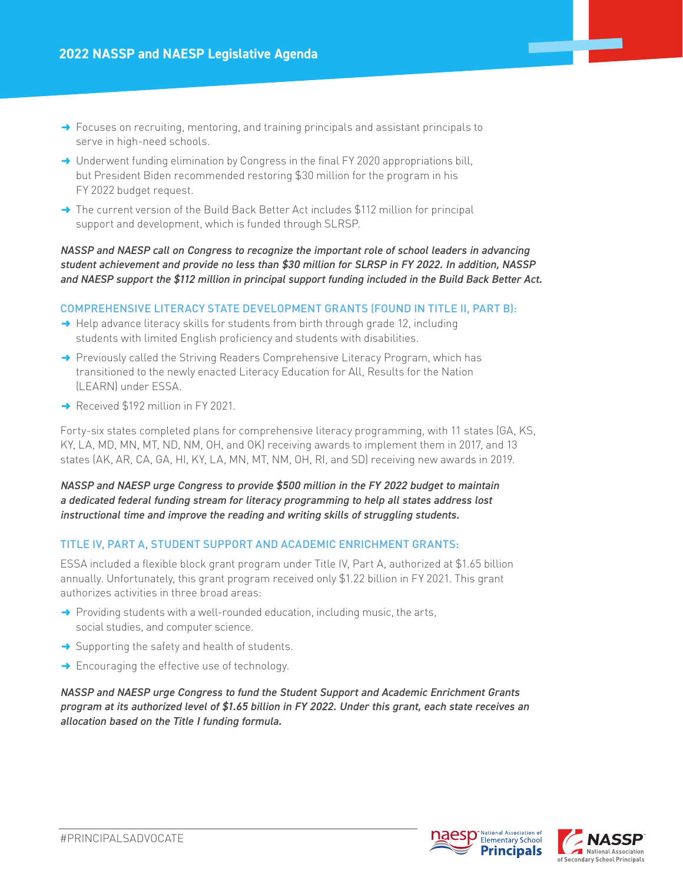- Focuses on recruiting, mentoring, and training principals and assistant principals to serve in high-need schools.
- Underwent funding elimination by Congress in the final FY 2020 appropriations bill, but President Biden recommended restoring $30 million for the program in his FY 2022 budget request.
- The current version of the Build Back Better Act includes $112 million for principal support and development, which is funded through SLRSP.

***NASSP and NAESP call on Congress to recognize the important role of school leaders in advancing student achievement and provide no less than $30 million for SLRSP in FY 2022. In addition, NASSP and NAESP support the $112 million in principal support funding included in the Build Back Better Act.***

### COMPREHENSIVE LITERACY STATE DEVELOPMENT GRANTS (FOUND IN TITLE II, PART B):

- Help advance literacy skills for students from birth through grade 12, including students with limited English proficiency and students with disabilities.
- Previously called the Striving Readers Comprehensive Literacy Program, which has transitioned to the newly enacted Literacy Education for All, Results for the Nation (LEARN) under ESSA.
- Received $192 million in FY 2021.

Forty-six states completed plans for comprehensive literacy programming, with 11 states (GA, KS, KY, LA, MD, MN, MT, ND, NM, OH, and OK) receiving awards to implement them in 2017, and 13 states (AK, AR, CA, GA, HI, KY, LA, MN, MT, NM, OH, RI, and SD) receiving new awards in 2019.

***NASSP and NAESP urge Congress to provide $500 million in the FY 2022 budget to maintain a dedicated federal funding stream for literacy programming to help all states address lost instructional time and improve the reading and writing skills of struggling students.***

### TITLE IV, PART A, STUDENT SUPPORT AND ACADEMIC ENRICHMENT GRANTS:

ESSA included a flexible block grant program under Title IV, Part A, authorized at $1.65 billion annually. Unfortunately, this grant program received only $1.22 billion in FY 2021. This grant authorizes activities in three broad areas:

- Providing students with a well-rounded education, including music, the arts, social studies, and computer science.
- Supporting the safety and health of students.
- Encouraging the effective use of technology.

***NASSP and NAESP urge Congress to fund the Student Support and Academic Enrichment Grants program at its authorized level of $1.65 billion in FY 2022. Under this grant, each state receives an allocation based on the Title I funding formula.***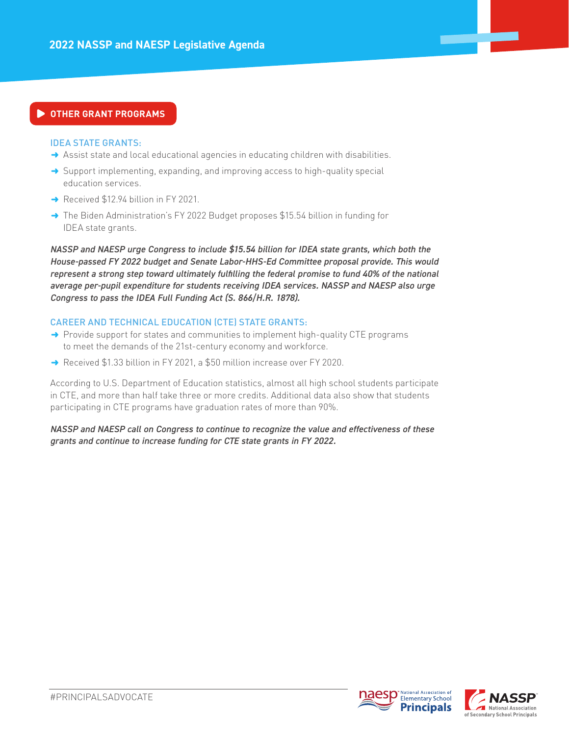## OTHER GRANT PROGRAMS

### IDEA STATE GRANTS:

- Assist state and local educational agencies in educating children with disabilities.
- Support implementing, expanding, and improving access to high-quality special education services.
- Received $12.94 billion in FY 2021.
- The Biden Administration's FY 2022 Budget proposes $15.54 billion in funding for IDEA state grants.

***NASSP and NAESP urge Congress to include $15.54 billion for IDEA state grants, which both the House-passed FY 2022 budget and Senate Labor-HHS-Ed Committee proposal provide. This would represent a strong step toward ultimately fulfilling the federal promise to fund 40% of the national average per-pupil expenditure for students receiving IDEA services. NASSP and NAESP also urge Congress to pass the IDEA Full Funding Act (S. 866/H.R. 1878).***

### CAREER AND TECHNICAL EDUCATION (CTE) STATE GRANTS:

- Provide support for states and communities to implement high-quality CTE programs to meet the demands of the 21st-century economy and workforce.
- Received $1.33 billion in FY 2021, a $50 million increase over FY 2020.

According to U.S. Department of Education statistics, almost all high school students participate in CTE, and more than half take three or more credits. Additional data also show that students participating in CTE programs have graduation rates of more than 90%.

***NASSP and NAESP call on Congress to continue to recognize the value and effectiveness of these grants and continue to increase funding for CTE state grants in FY 2022.***